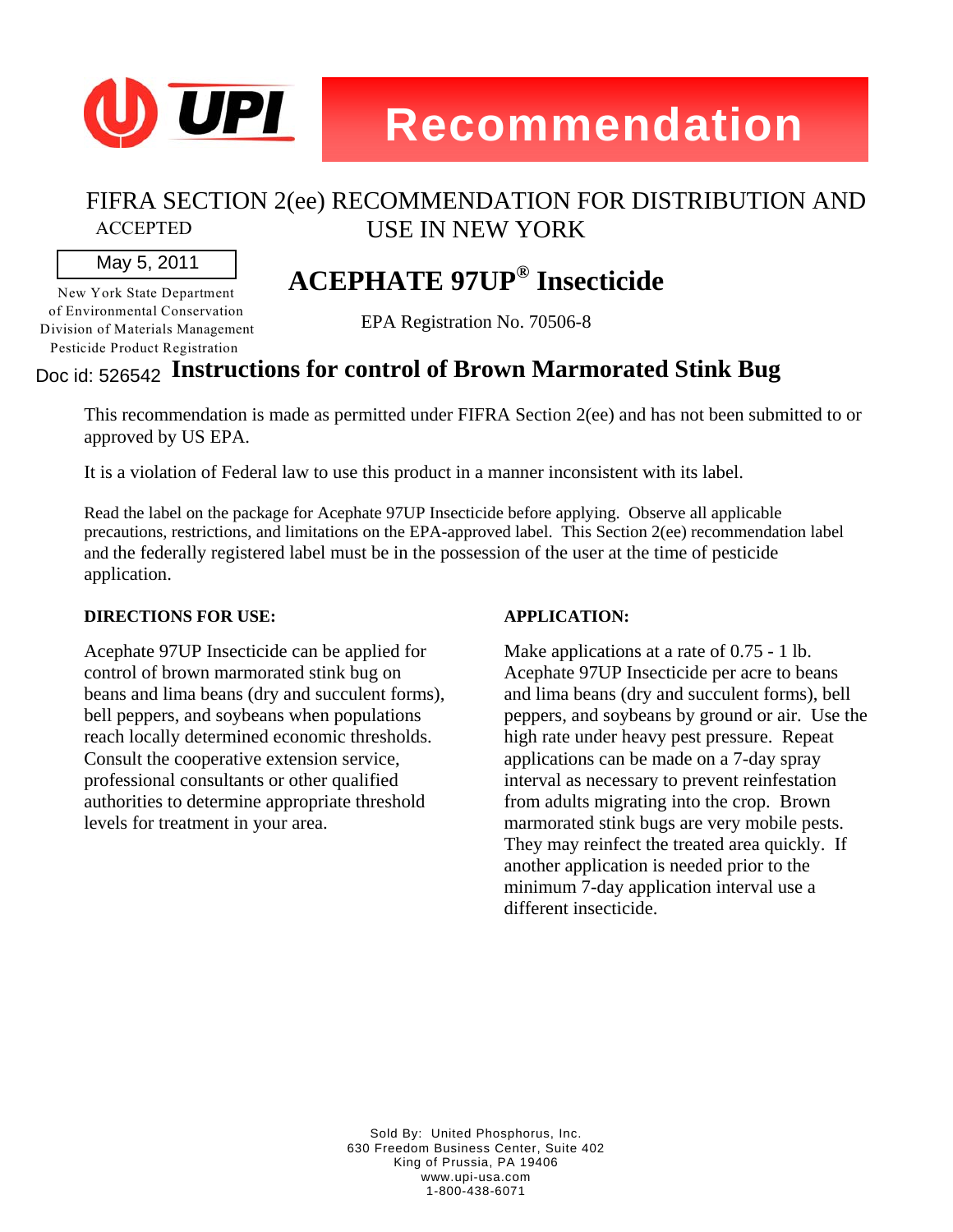UPI

# Recommendation

## FIFRA SECTION 2(ee) RECOMMENDATION FOR DISTRIBUTION AND USE IN NEW YORK

ACCEPTED

May 5, 2011

New York State Department
of Environmental Conservation
Division of Materials Management
Pesticide Product Registration

# ACEPHATE 97UP® Insecticide

EPA Registration No. 70506-8

Doc id: 526542

## Instructions for control of Brown Marmorated Stink Bug

This recommendation is made as permitted under FIFRA Section 2(ee) and has not been submitted to or approved by US EPA.

It is a violation of Federal law to use this product in a manner inconsistent with its label.

Read the label on the package for Acephate 97UP Insecticide before applying. Observe all applicable precautions, restrictions, and limitations on the EPA-approved label. This Section 2(ee) recommendation label and the federally registered label must be in the possession of the user at the time of pesticide application.

**DIRECTIONS FOR USE:**

Acephate 97UP Insecticide can be applied for control of brown marmorated stink bug on beans and lima beans (dry and succulent forms), bell peppers, and soybeans when populations reach locally determined economic thresholds. Consult the cooperative extension service, professional consultants or other qualified authorities to determine appropriate threshold levels for treatment in your area.

**APPLICATION:**

Make applications at a rate of 0.75 - 1 lb. Acephate 97UP Insecticide per acre to beans and lima beans (dry and succulent forms), bell peppers, and soybeans by ground or air. Use the high rate under heavy pest pressure. Repeat applications can be made on a 7-day spray interval as necessary to prevent reinfestation from adults migrating into the crop. Brown marmorated stink bugs are very mobile pests. They may reinfect the treated area quickly. If another application is needed prior to the minimum 7-day application interval use a different insecticide.

Sold By: United Phosphorus, Inc.
630 Freedom Business Center, Suite 402
King of Prussia, PA 19406
www.upi-usa.com
1-800-438-6071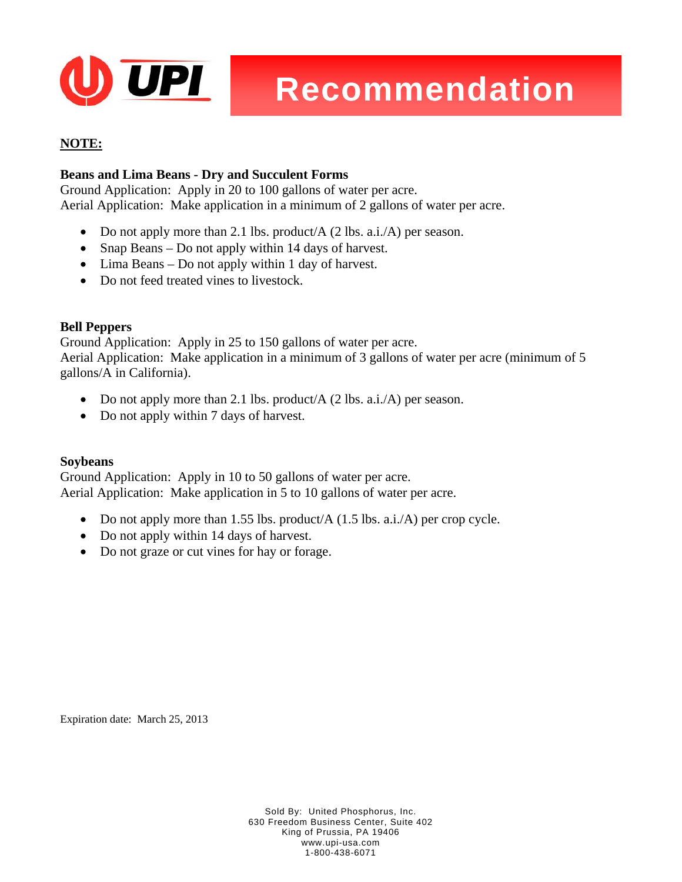# Recommendation

**NOTE:**

**Beans and Lima Beans - Dry and Succulent Forms**
Ground Application: Apply in 20 to 100 gallons of water per acre.
Aerial Application: Make application in a minimum of 2 gallons of water per acre.

- Do not apply more than 2.1 lbs. product/A (2 lbs. a.i./A) per season.
- Snap Beans – Do not apply within 14 days of harvest.
- Lima Beans – Do not apply within 1 day of harvest.
- Do not feed treated vines to livestock.

**Bell Peppers**
Ground Application: Apply in 25 to 150 gallons of water per acre.
Aerial Application: Make application in a minimum of 3 gallons of water per acre (minimum of 5 gallons/A in California).

- Do not apply more than 2.1 lbs. product/A (2 lbs. a.i./A) per season.
- Do not apply within 7 days of harvest.

**Soybeans**
Ground Application: Apply in 10 to 50 gallons of water per acre.
Aerial Application: Make application in 5 to 10 gallons of water per acre.

- Do not apply more than 1.55 lbs. product/A (1.5 lbs. a.i./A) per crop cycle.
- Do not apply within 14 days of harvest.
- Do not graze or cut vines for hay or forage.

Expiration date: March 25, 2013

Sold By: United Phosphorus, Inc.
630 Freedom Business Center, Suite 402
King of Prussia, PA 19406
www.upi-usa.com
1-800-438-6071